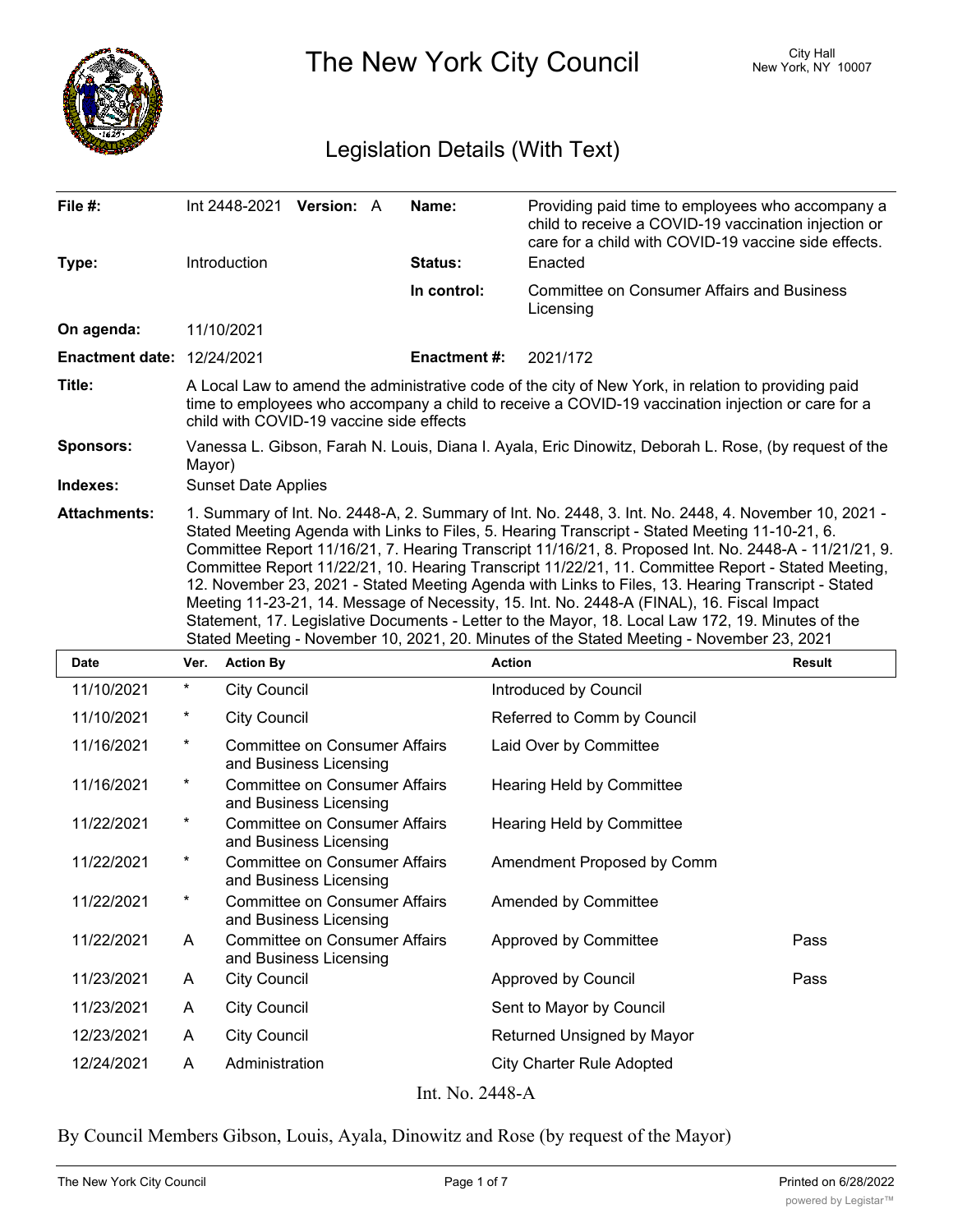# The New York City Council

City Hall
New York, NY 10007

## Legislation Details (With Text)

| | | | |
|---|---|---|---|
| **File #:** | Int 2448-2021 **Version:** A | **Name:** | Providing paid time to employees who accompany a child to receive a COVID-19 vaccination injection or care for a child with COVID-19 vaccine side effects. |
| **Type:** | Introduction | **Status:** | Enacted |
| | | **In control:** | Committee on Consumer Affairs and Business Licensing |
| **On agenda:** | 11/10/2021 | | |
| **Enactment date:** | 12/24/2021 | **Enactment #:** | 2021/172 |

**Title:** A Local Law to amend the administrative code of the city of New York, in relation to providing paid time to employees who accompany a child to receive a COVID-19 vaccination injection or care for a child with COVID-19 vaccine side effects

**Sponsors:** Vanessa L. Gibson, Farah N. Louis, Diana I. Ayala, Eric Dinowitz, Deborah L. Rose, (by request of the Mayor)

**Indexes:** Sunset Date Applies

**Attachments:** 1. Summary of Int. No. 2448-A, 2. Summary of Int. No. 2448, 3. Int. No. 2448, 4. November 10, 2021 - Stated Meeting Agenda with Links to Files, 5. Hearing Transcript - Stated Meeting 11-10-21, 6. Committee Report 11/16/21, 7. Hearing Transcript 11/16/21, 8. Proposed Int. No. 2448-A - 11/21/21, 9. Committee Report 11/22/21, 10. Hearing Transcript 11/22/21, 11. Committee Report - Stated Meeting, 12. November 23, 2021 - Stated Meeting Agenda with Links to Files, 13. Hearing Transcript - Stated Meeting 11-23-21, 14. Message of Necessity, 15. Int. No. 2448-A (FINAL), 16. Fiscal Impact Statement, 17. Legislative Documents - Letter to the Mayor, 18. Local Law 172, 19. Minutes of the Stated Meeting - November 10, 2021, 20. Minutes of the Stated Meeting - November 23, 2021

| Date | Ver. | Action By | Action | Result |
|---|---|---|---|---|
| 11/10/2021 | * | City Council | Introduced by Council | |
| 11/10/2021 | * | City Council | Referred to Comm by Council | |
| 11/16/2021 | * | Committee on Consumer Affairs and Business Licensing | Laid Over by Committee | |
| 11/16/2021 | * | Committee on Consumer Affairs and Business Licensing | Hearing Held by Committee | |
| 11/22/2021 | * | Committee on Consumer Affairs and Business Licensing | Hearing Held by Committee | |
| 11/22/2021 | * | Committee on Consumer Affairs and Business Licensing | Amendment Proposed by Comm | |
| 11/22/2021 | * | Committee on Consumer Affairs and Business Licensing | Amended by Committee | |
| 11/22/2021 | A | Committee on Consumer Affairs and Business Licensing | Approved by Committee | Pass |
| 11/23/2021 | A | City Council | Approved by Council | Pass |
| 11/23/2021 | A | City Council | Sent to Mayor by Council | |
| 12/23/2021 | A | City Council | Returned Unsigned by Mayor | |
| 12/24/2021 | A | Administration | City Charter Rule Adopted | |

Int. No. 2448-A

By Council Members Gibson, Louis, Ayala, Dinowitz and Rose (by request of the Mayor)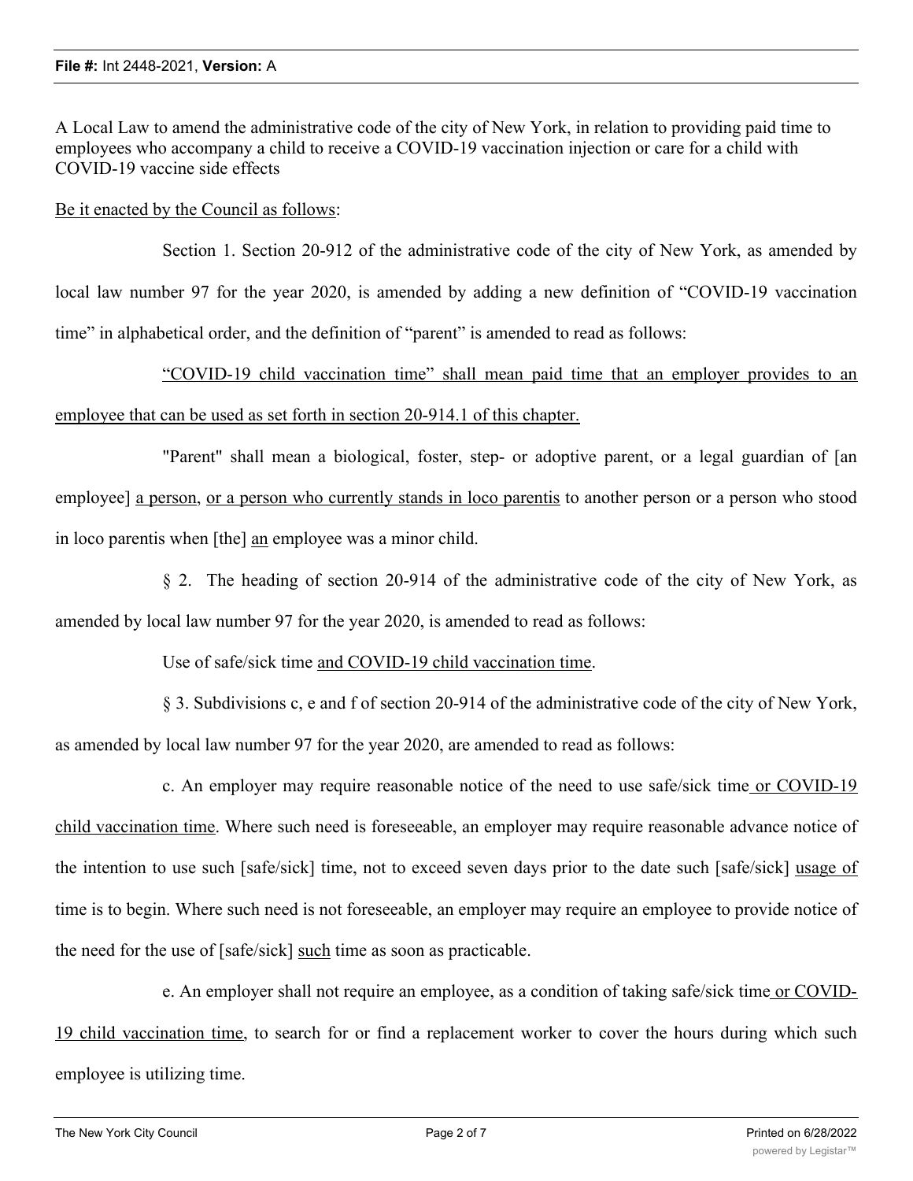**File #:** Int 2448-2021, **Version:** A

A Local Law to amend the administrative code of the city of New York, in relation to providing paid time to employees who accompany a child to receive a COVID-19 vaccination injection or care for a child with COVID-19 vaccine side effects

Be it enacted by the Council as follows:

Section 1. Section 20-912 of the administrative code of the city of New York, as amended by local law number 97 for the year 2020, is amended by adding a new definition of "COVID-19 vaccination time" in alphabetical order, and the definition of "parent" is amended to read as follows:

"COVID-19 child vaccination time" shall mean paid time that an employer provides to an employee that can be used as set forth in section 20-914.1 of this chapter.

"Parent" shall mean a biological, foster, step- or adoptive parent, or a legal guardian of [an employee] a person, or a person who currently stands in loco parentis to another person or a person who stood in loco parentis when [the] an employee was a minor child.

§ 2. The heading of section 20-914 of the administrative code of the city of New York, as amended by local law number 97 for the year 2020, is amended to read as follows:

Use of safe/sick time and COVID-19 child vaccination time.

§ 3. Subdivisions c, e and f of section 20-914 of the administrative code of the city of New York, as amended by local law number 97 for the year 2020, are amended to read as follows:

c. An employer may require reasonable notice of the need to use safe/sick time or COVID-19 child vaccination time. Where such need is foreseeable, an employer may require reasonable advance notice of the intention to use such [safe/sick] time, not to exceed seven days prior to the date such [safe/sick] usage of time is to begin. Where such need is not foreseeable, an employer may require an employee to provide notice of the need for the use of [safe/sick] such time as soon as practicable.

e. An employer shall not require an employee, as a condition of taking safe/sick time or COVID-19 child vaccination time, to search for or find a replacement worker to cover the hours during which such employee is utilizing time.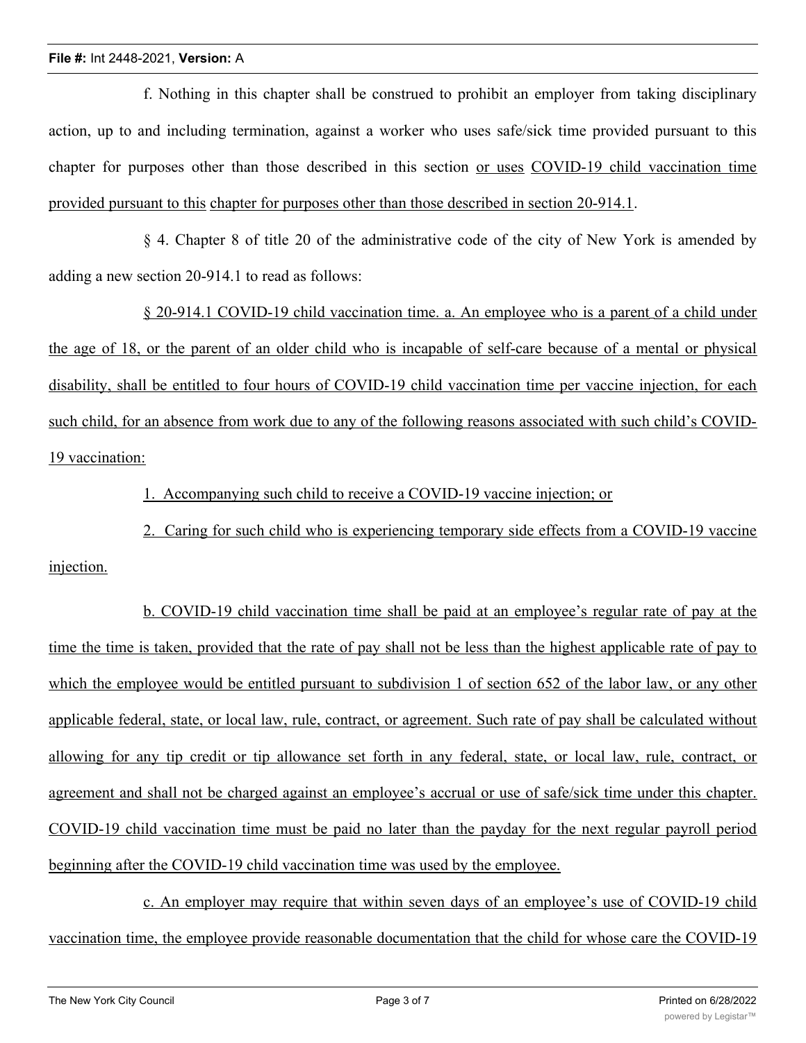f. Nothing in this chapter shall be construed to prohibit an employer from taking disciplinary action, up to and including termination, against a worker who uses safe/sick time provided pursuant to this chapter for purposes other than those described in this section or uses COVID-19 child vaccination time provided pursuant to this chapter for purposes other than those described in section 20-914.1.

§ 4. Chapter 8 of title 20 of the administrative code of the city of New York is amended by adding a new section 20-914.1 to read as follows:

§ 20-914.1 COVID-19 child vaccination time. a. An employee who is a parent of a child under the age of 18, or the parent of an older child who is incapable of self-care because of a mental or physical disability, shall be entitled to four hours of COVID-19 child vaccination time per vaccine injection, for each such child, for an absence from work due to any of the following reasons associated with such child's COVID-19 vaccination:

1. Accompanying such child to receive a COVID-19 vaccine injection; or

2. Caring for such child who is experiencing temporary side effects from a COVID-19 vaccine injection.

b. COVID-19 child vaccination time shall be paid at an employee's regular rate of pay at the time the time is taken, provided that the rate of pay shall not be less than the highest applicable rate of pay to which the employee would be entitled pursuant to subdivision 1 of section 652 of the labor law, or any other applicable federal, state, or local law, rule, contract, or agreement. Such rate of pay shall be calculated without allowing for any tip credit or tip allowance set forth in any federal, state, or local law, rule, contract, or agreement and shall not be charged against an employee's accrual or use of safe/sick time under this chapter. COVID-19 child vaccination time must be paid no later than the payday for the next regular payroll period beginning after the COVID-19 child vaccination time was used by the employee.

c. An employer may require that within seven days of an employee's use of COVID-19 child vaccination time, the employee provide reasonable documentation that the child for whose care the COVID-19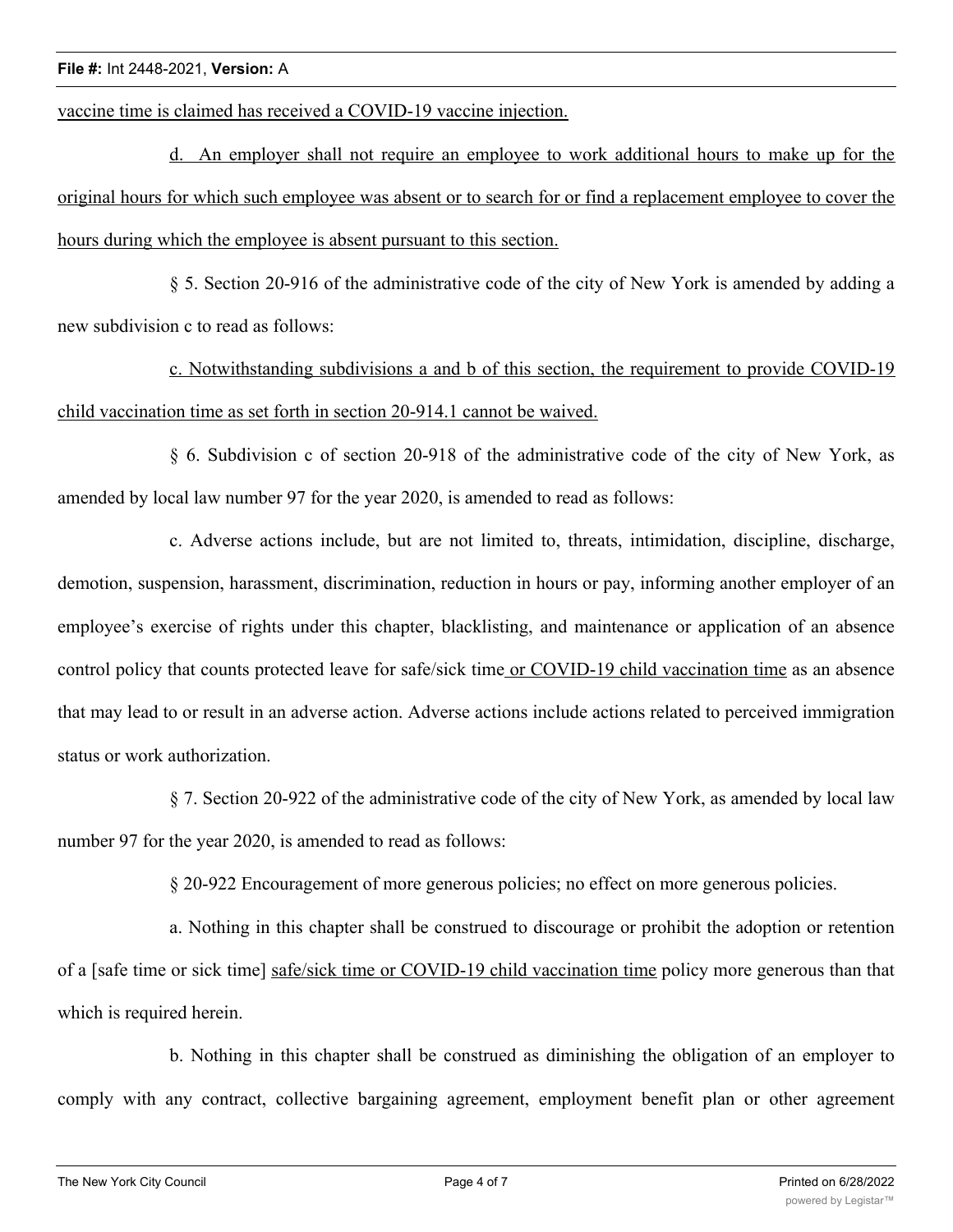vaccine time is claimed has received a COVID-19 vaccine injection.

d. An employer shall not require an employee to work additional hours to make up for the original hours for which such employee was absent or to search for or find a replacement employee to cover the hours during which the employee is absent pursuant to this section.

§ 5. Section 20-916 of the administrative code of the city of New York is amended by adding a new subdivision c to read as follows:

c. Notwithstanding subdivisions a and b of this section, the requirement to provide COVID-19 child vaccination time as set forth in section 20-914.1 cannot be waived.

§ 6. Subdivision c of section 20-918 of the administrative code of the city of New York, as amended by local law number 97 for the year 2020, is amended to read as follows:

c. Adverse actions include, but are not limited to, threats, intimidation, discipline, discharge, demotion, suspension, harassment, discrimination, reduction in hours or pay, informing another employer of an employee's exercise of rights under this chapter, blacklisting, and maintenance or application of an absence control policy that counts protected leave for safe/sick time or COVID-19 child vaccination time as an absence that may lead to or result in an adverse action. Adverse actions include actions related to perceived immigration status or work authorization.

§ 7. Section 20-922 of the administrative code of the city of New York, as amended by local law number 97 for the year 2020, is amended to read as follows:

§ 20-922 Encouragement of more generous policies; no effect on more generous policies.

a. Nothing in this chapter shall be construed to discourage or prohibit the adoption or retention of a [safe time or sick time] safe/sick time or COVID-19 child vaccination time policy more generous than that which is required herein.

b. Nothing in this chapter shall be construed as diminishing the obligation of an employer to comply with any contract, collective bargaining agreement, employment benefit plan or other agreement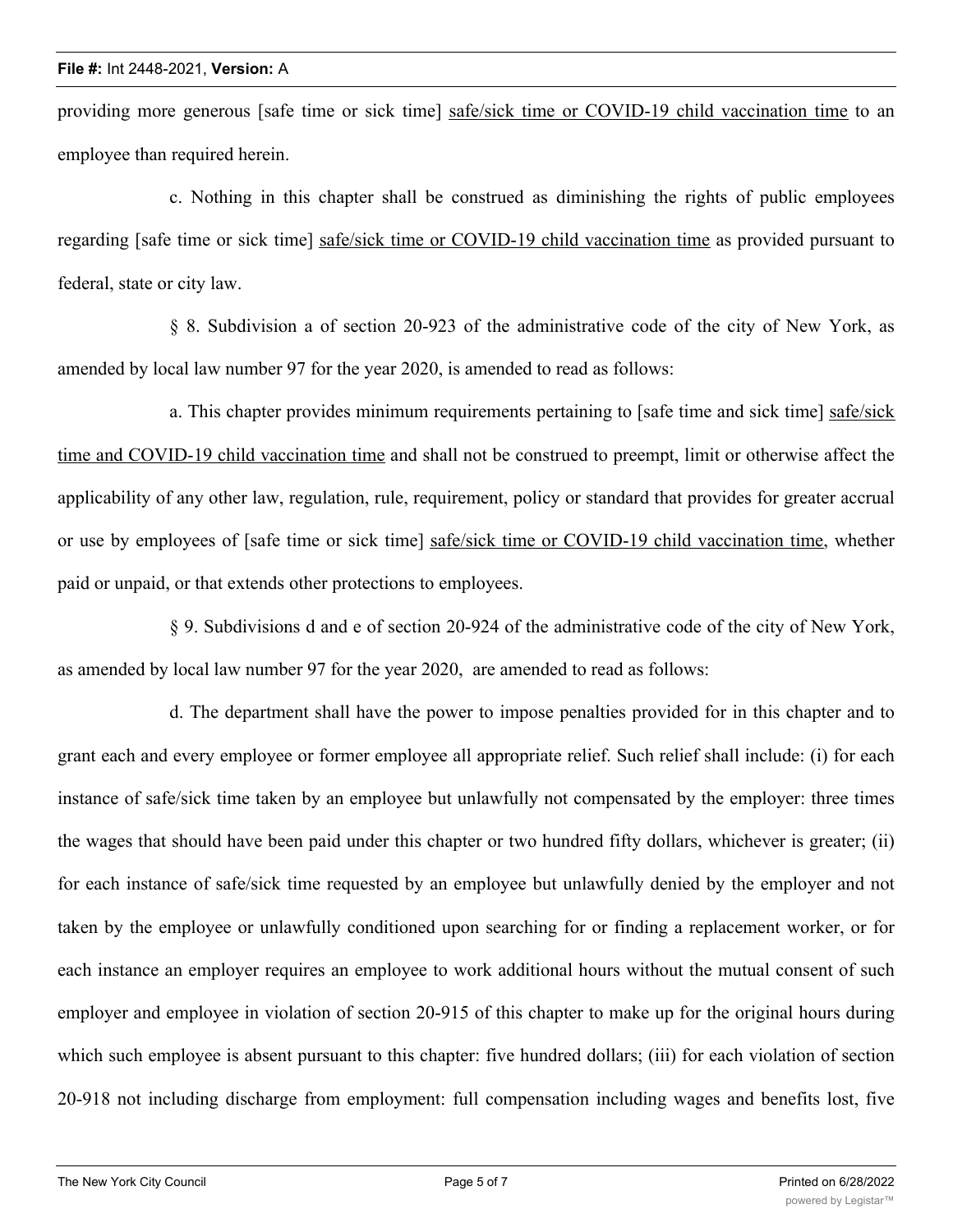providing more generous [safe time or sick time] <u>safe/sick time or COVID-19 child vaccination time</u> to an employee than required herein.

c. Nothing in this chapter shall be construed as diminishing the rights of public employees regarding [safe time or sick time] <u>safe/sick time or COVID-19 child vaccination time</u> as provided pursuant to federal, state or city law.

§ 8. Subdivision a of section 20-923 of the administrative code of the city of New York, as amended by local law number 97 for the year 2020, is amended to read as follows:

a. This chapter provides minimum requirements pertaining to [safe time and sick time] <u>safe/sick time and COVID-19 child vaccination time</u> and shall not be construed to preempt, limit or otherwise affect the applicability of any other law, regulation, rule, requirement, policy or standard that provides for greater accrual or use by employees of [safe time or sick time] <u>safe/sick time or COVID-19 child vaccination time</u>, whether paid or unpaid, or that extends other protections to employees.

§ 9. Subdivisions d and e of section 20-924 of the administrative code of the city of New York, as amended by local law number 97 for the year 2020, are amended to read as follows:

d. The department shall have the power to impose penalties provided for in this chapter and to grant each and every employee or former employee all appropriate relief. Such relief shall include: (i) for each instance of safe/sick time taken by an employee but unlawfully not compensated by the employer: three times the wages that should have been paid under this chapter or two hundred fifty dollars, whichever is greater; (ii) for each instance of safe/sick time requested by an employee but unlawfully denied by the employer and not taken by the employee or unlawfully conditioned upon searching for or finding a replacement worker, or for each instance an employer requires an employee to work additional hours without the mutual consent of such employer and employee in violation of section 20-915 of this chapter to make up for the original hours during which such employee is absent pursuant to this chapter: five hundred dollars; (iii) for each violation of section 20-918 not including discharge from employment: full compensation including wages and benefits lost, five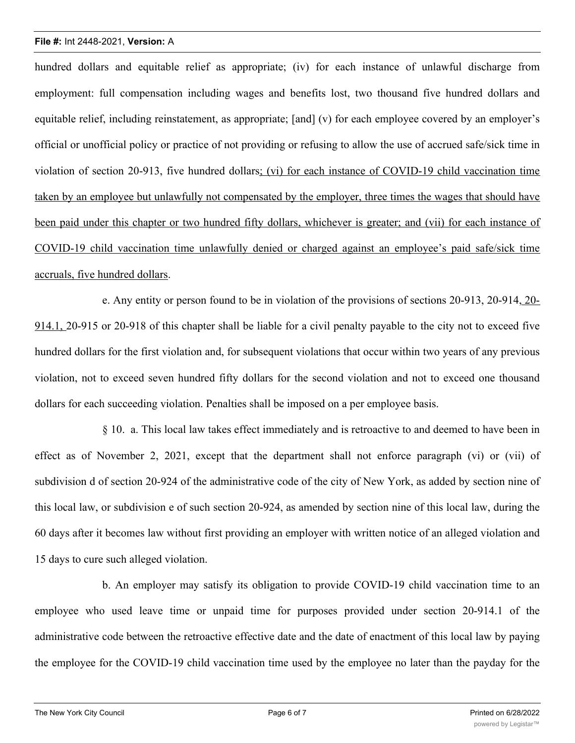hundred dollars and equitable relief as appropriate; (iv) for each instance of unlawful discharge from employment: full compensation including wages and benefits lost, two thousand five hundred dollars and equitable relief, including reinstatement, as appropriate; [and] (v) for each employee covered by an employer's official or unofficial policy or practice of not providing or refusing to allow the use of accrued safe/sick time in violation of section 20-913, five hundred dollars; (vi) for each instance of COVID-19 child vaccination time taken by an employee but unlawfully not compensated by the employer, three times the wages that should have been paid under this chapter or two hundred fifty dollars, whichever is greater; and (vii) for each instance of COVID-19 child vaccination time unlawfully denied or charged against an employee's paid safe/sick time accruals, five hundred dollars.

e. Any entity or person found to be in violation of the provisions of sections 20-913, 20-914, 20-914.1, 20-915 or 20-918 of this chapter shall be liable for a civil penalty payable to the city not to exceed five hundred dollars for the first violation and, for subsequent violations that occur within two years of any previous violation, not to exceed seven hundred fifty dollars for the second violation and not to exceed one thousand dollars for each succeeding violation. Penalties shall be imposed on a per employee basis.

§ 10. a. This local law takes effect immediately and is retroactive to and deemed to have been in effect as of November 2, 2021, except that the department shall not enforce paragraph (vi) or (vii) of subdivision d of section 20-924 of the administrative code of the city of New York, as added by section nine of this local law, or subdivision e of such section 20-924, as amended by section nine of this local law, during the 60 days after it becomes law without first providing an employer with written notice of an alleged violation and 15 days to cure such alleged violation.

b. An employer may satisfy its obligation to provide COVID-19 child vaccination time to an employee who used leave time or unpaid time for purposes provided under section 20-914.1 of the administrative code between the retroactive effective date and the date of enactment of this local law by paying the employee for the COVID-19 child vaccination time used by the employee no later than the payday for the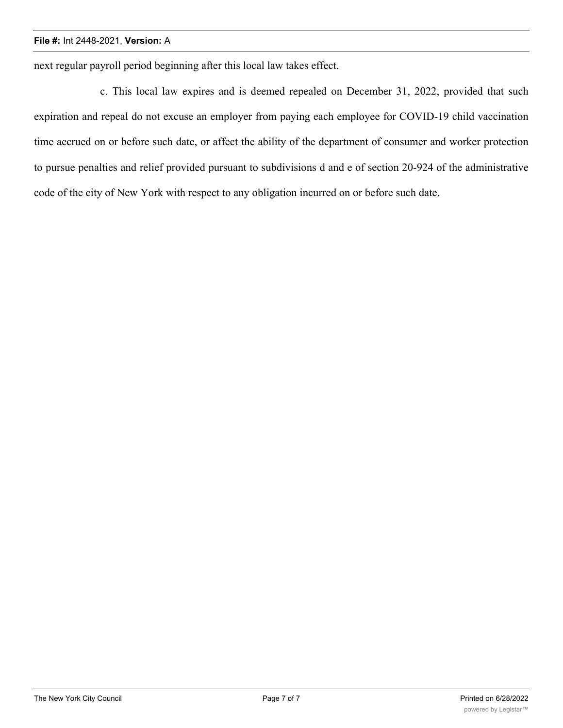next regular payroll period beginning after this local law takes effect.

c. This local law expires and is deemed repealed on December 31, 2022, provided that such expiration and repeal do not excuse an employer from paying each employee for COVID-19 child vaccination time accrued on or before such date, or affect the ability of the department of consumer and worker protection to pursue penalties and relief provided pursuant to subdivisions d and e of section 20-924 of the administrative code of the city of New York with respect to any obligation incurred on or before such date.